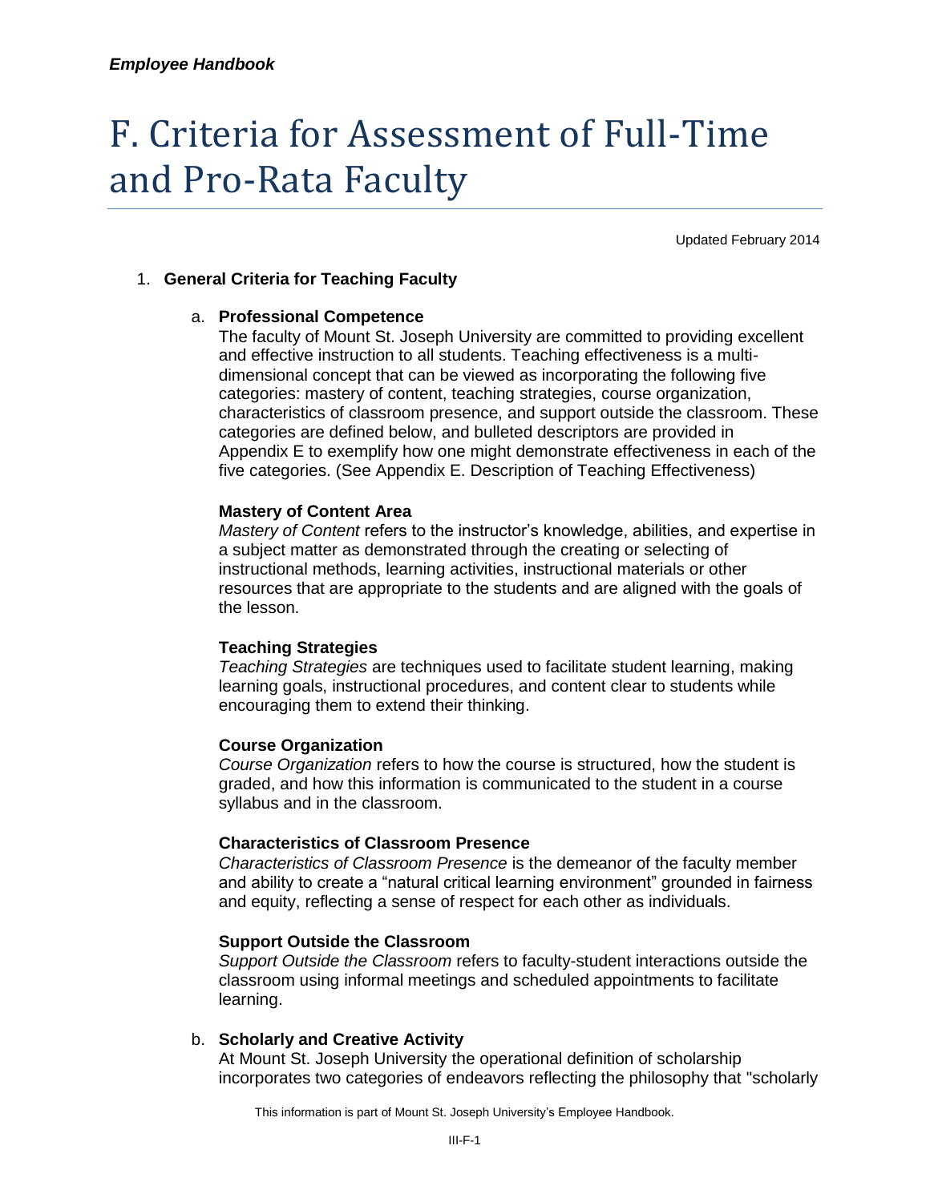# F. Criteria for Assessment of Full-Time and Pro-Rata Faculty

Updated February 2014

1. **General Criteria for Teaching Faculty**

   a. **Professional Competence**

   The faculty of Mount St. Joseph University are committed to providing excellent and effective instruction to all students. Teaching effectiveness is a multi-dimensional concept that can be viewed as incorporating the following five categories: mastery of content, teaching strategies, course organization, characteristics of classroom presence, and support outside the classroom. These categories are defined below, and bulleted descriptors are provided in Appendix E to exemplify how one might demonstrate effectiveness in each of the five categories. (See Appendix E. Description of Teaching Effectiveness)

   **Mastery of Content Area**

   *Mastery of Content* refers to the instructor's knowledge, abilities, and expertise in a subject matter as demonstrated through the creating or selecting of instructional methods, learning activities, instructional materials or other resources that are appropriate to the students and are aligned with the goals of the lesson.

   **Teaching Strategies**

   *Teaching Strategies* are techniques used to facilitate student learning, making learning goals, instructional procedures, and content clear to students while encouraging them to extend their thinking.

   **Course Organization**

   *Course Organization* refers to how the course is structured, how the student is graded, and how this information is communicated to the student in a course syllabus and in the classroom.

   **Characteristics of Classroom Presence**

   *Characteristics of Classroom Presence* is the demeanor of the faculty member and ability to create a "natural critical learning environment" grounded in fairness and equity, reflecting a sense of respect for each other as individuals.

   **Support Outside the Classroom**

   *Support Outside the Classroom* refers to faculty-student interactions outside the classroom using informal meetings and scheduled appointments to facilitate learning.

   b. **Scholarly and Creative Activity**

   At Mount St. Joseph University the operational definition of scholarship incorporates two categories of endeavors reflecting the philosophy that "scholarly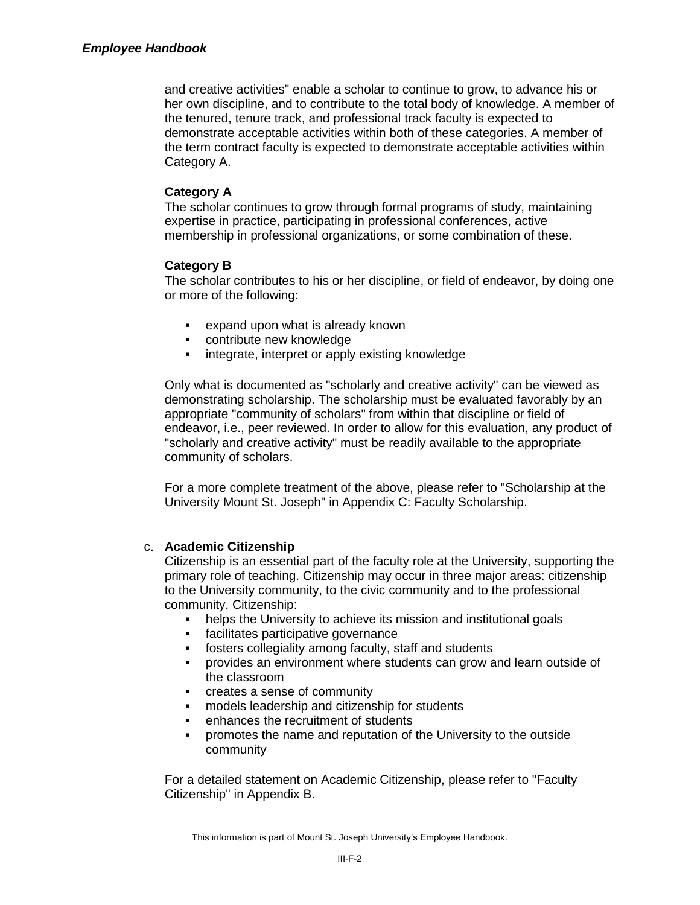and creative activities" enable a scholar to continue to grow, to advance his or her own discipline, and to contribute to the total body of knowledge. A member of the tenured, tenure track, and professional track faculty is expected to demonstrate acceptable activities within both of these categories. A member of the term contract faculty is expected to demonstrate acceptable activities within Category A.

**Category A**

The scholar continues to grow through formal programs of study, maintaining expertise in practice, participating in professional conferences, active membership in professional organizations, or some combination of these.

**Category B**

The scholar contributes to his or her discipline, or field of endeavor, by doing one or more of the following:

- expand upon what is already known
- contribute new knowledge
- integrate, interpret or apply existing knowledge

Only what is documented as "scholarly and creative activity" can be viewed as demonstrating scholarship. The scholarship must be evaluated favorably by an appropriate "community of scholars" from within that discipline or field of endeavor, i.e., peer reviewed. In order to allow for this evaluation, any product of "scholarly and creative activity" must be readily available to the appropriate community of scholars.

For a more complete treatment of the above, please refer to "Scholarship at the University Mount St. Joseph" in Appendix C: Faculty Scholarship.

c. **Academic Citizenship**

Citizenship is an essential part of the faculty role at the University, supporting the primary role of teaching. Citizenship may occur in three major areas: citizenship to the University community, to the civic community and to the professional community. Citizenship:

- helps the University to achieve its mission and institutional goals
- facilitates participative governance
- fosters collegiality among faculty, staff and students
- provides an environment where students can grow and learn outside of the classroom
- creates a sense of community
- models leadership and citizenship for students
- enhances the recruitment of students
- promotes the name and reputation of the University to the outside community

For a detailed statement on Academic Citizenship, please refer to "Faculty Citizenship" in Appendix B.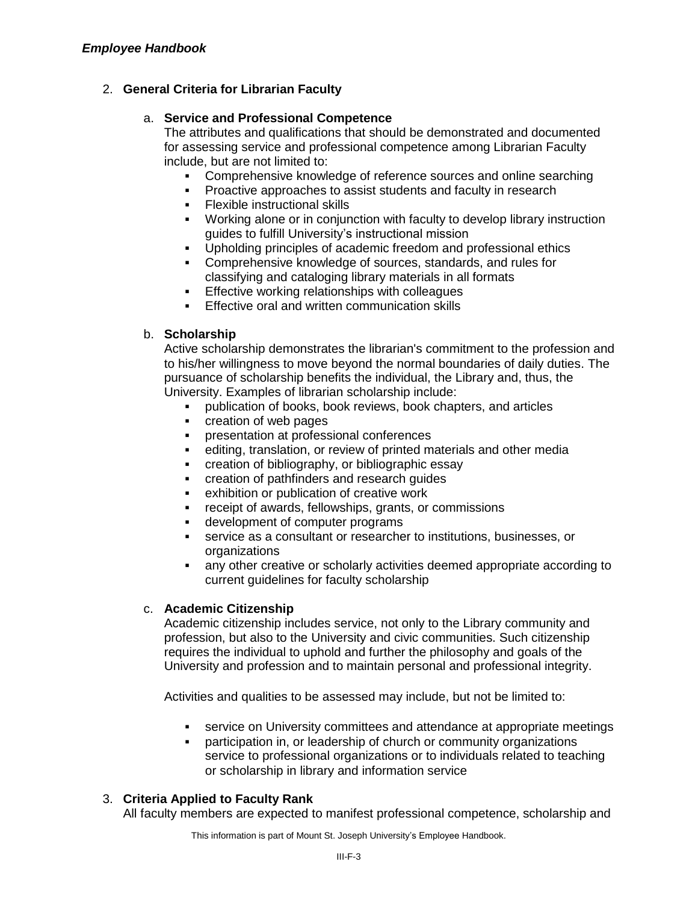2. **General Criteria for Librarian Faculty**

   a. **Service and Professional Competence**
      The attributes and qualifications that should be demonstrated and documented for assessing service and professional competence among Librarian Faculty include, but are not limited to:
      - Comprehensive knowledge of reference sources and online searching
      - Proactive approaches to assist students and faculty in research
      - Flexible instructional skills
      - Working alone or in conjunction with faculty to develop library instruction guides to fulfill University's instructional mission
      - Upholding principles of academic freedom and professional ethics
      - Comprehensive knowledge of sources, standards, and rules for classifying and cataloging library materials in all formats
      - Effective working relationships with colleagues
      - Effective oral and written communication skills

   b. **Scholarship**
      Active scholarship demonstrates the librarian's commitment to the profession and to his/her willingness to move beyond the normal boundaries of daily duties. The pursuance of scholarship benefits the individual, the Library and, thus, the University. Examples of librarian scholarship include:
      - publication of books, book reviews, book chapters, and articles
      - creation of web pages
      - presentation at professional conferences
      - editing, translation, or review of printed materials and other media
      - creation of bibliography, or bibliographic essay
      - creation of pathfinders and research guides
      - exhibition or publication of creative work
      - receipt of awards, fellowships, grants, or commissions
      - development of computer programs
      - service as a consultant or researcher to institutions, businesses, or organizations
      - any other creative or scholarly activities deemed appropriate according to current guidelines for faculty scholarship

   c. **Academic Citizenship**
      Academic citizenship includes service, not only to the Library community and profession, but also to the University and civic communities. Such citizenship requires the individual to uphold and further the philosophy and goals of the University and profession and to maintain personal and professional integrity.

      Activities and qualities to be assessed may include, but not be limited to:

      - service on University committees and attendance at appropriate meetings
      - participation in, or leadership of church or community organizations service to professional organizations or to individuals related to teaching or scholarship in library and information service

3. **Criteria Applied to Faculty Rank**
   All faculty members are expected to manifest professional competence, scholarship and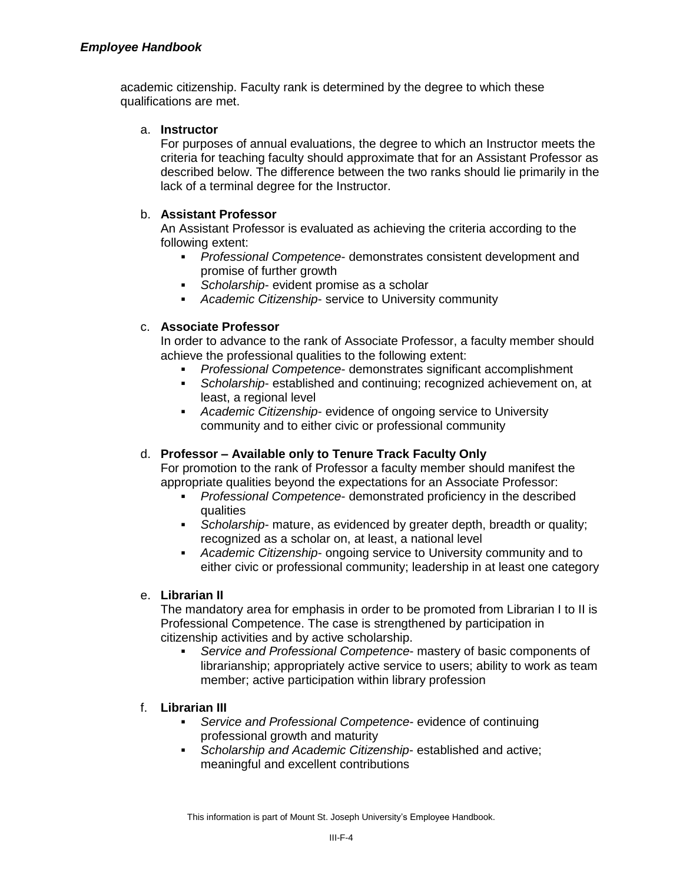academic citizenship. Faculty rank is determined by the degree to which these qualifications are met.

a. **Instructor**

For purposes of annual evaluations, the degree to which an Instructor meets the criteria for teaching faculty should approximate that for an Assistant Professor as described below. The difference between the two ranks should lie primarily in the lack of a terminal degree for the Instructor.

b. **Assistant Professor**

An Assistant Professor is evaluated as achieving the criteria according to the following extent:

- *Professional Competence*- demonstrates consistent development and promise of further growth
- *Scholarship*- evident promise as a scholar
- *Academic Citizenship*- service to University community

c. **Associate Professor**

In order to advance to the rank of Associate Professor, a faculty member should achieve the professional qualities to the following extent:

- *Professional Competence*- demonstrates significant accomplishment
- *Scholarship*- established and continuing; recognized achievement on, at least, a regional level
- *Academic Citizenship*- evidence of ongoing service to University community and to either civic or professional community

d. **Professor – Available only to Tenure Track Faculty Only**

For promotion to the rank of Professor a faculty member should manifest the appropriate qualities beyond the expectations for an Associate Professor:

- *Professional Competence*- demonstrated proficiency in the described qualities
- *Scholarship*- mature, as evidenced by greater depth, breadth or quality; recognized as a scholar on, at least, a national level
- *Academic Citizenship*- ongoing service to University community and to either civic or professional community; leadership in at least one category

e. **Librarian II**

The mandatory area for emphasis in order to be promoted from Librarian I to II is Professional Competence. The case is strengthened by participation in citizenship activities and by active scholarship.

- *Service and Professional Competence*- mastery of basic components of librarianship; appropriately active service to users; ability to work as team member; active participation within library profession

f. **Librarian III**

- *Service and Professional Competence*- evidence of continuing professional growth and maturity
- *Scholarship and Academic Citizenship*- established and active; meaningful and excellent contributions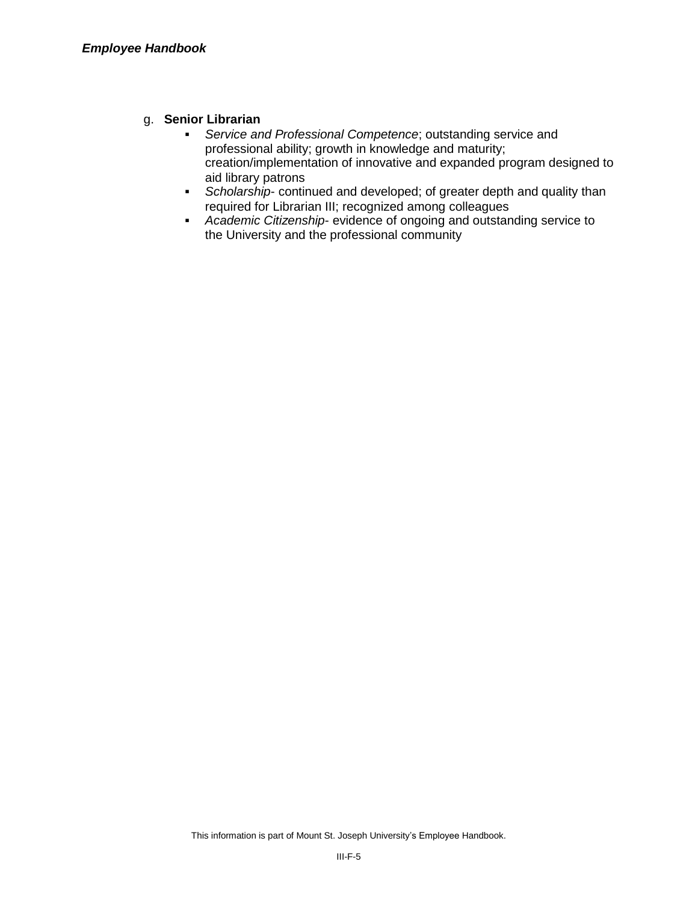g. **Senior Librarian**

- *Service and Professional Competence*; outstanding service and professional ability; growth in knowledge and maturity; creation/implementation of innovative and expanded program designed to aid library patrons
- *Scholarship*- continued and developed; of greater depth and quality than required for Librarian III; recognized among colleagues
- *Academic Citizenship*- evidence of ongoing and outstanding service to the University and the professional community